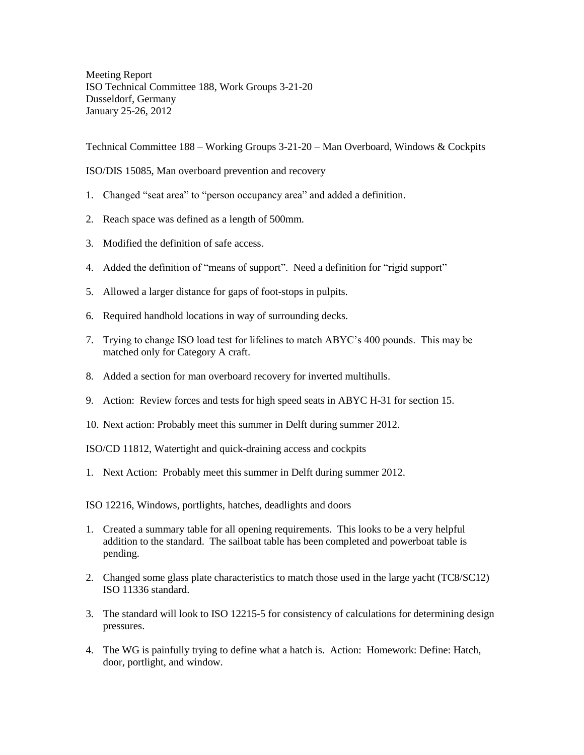Meeting Report
ISO Technical Committee 188, Work Groups 3-21-20
Dusseldorf, Germany
January 25-26, 2012

Technical Committee 188 – Working Groups 3-21-20 – Man Overboard, Windows & Cockpits

ISO/DIS 15085, Man overboard prevention and recovery

1. Changed "seat area" to "person occupancy area" and added a definition.

2. Reach space was defined as a length of 500mm.

3. Modified the definition of safe access.

4. Added the definition of "means of support". Need a definition for "rigid support"

5. Allowed a larger distance for gaps of foot-stops in pulpits.

6. Required handhold locations in way of surrounding decks.

7. Trying to change ISO load test for lifelines to match ABYC's 400 pounds. This may be matched only for Category A craft.

8. Added a section for man overboard recovery for inverted multihulls.

9. Action: Review forces and tests for high speed seats in ABYC H-31 for section 15.

10. Next action: Probably meet this summer in Delft during summer 2012.

ISO/CD 11812, Watertight and quick-draining access and cockpits

1. Next Action: Probably meet this summer in Delft during summer 2012.

ISO 12216, Windows, portlights, hatches, deadlights and doors

1. Created a summary table for all opening requirements. This looks to be a very helpful addition to the standard. The sailboat table has been completed and powerboat table is pending.

2. Changed some glass plate characteristics to match those used in the large yacht (TC8/SC12) ISO 11336 standard.

3. The standard will look to ISO 12215-5 for consistency of calculations for determining design pressures.

4. The WG is painfully trying to define what a hatch is. Action: Homework: Define: Hatch, door, portlight, and window.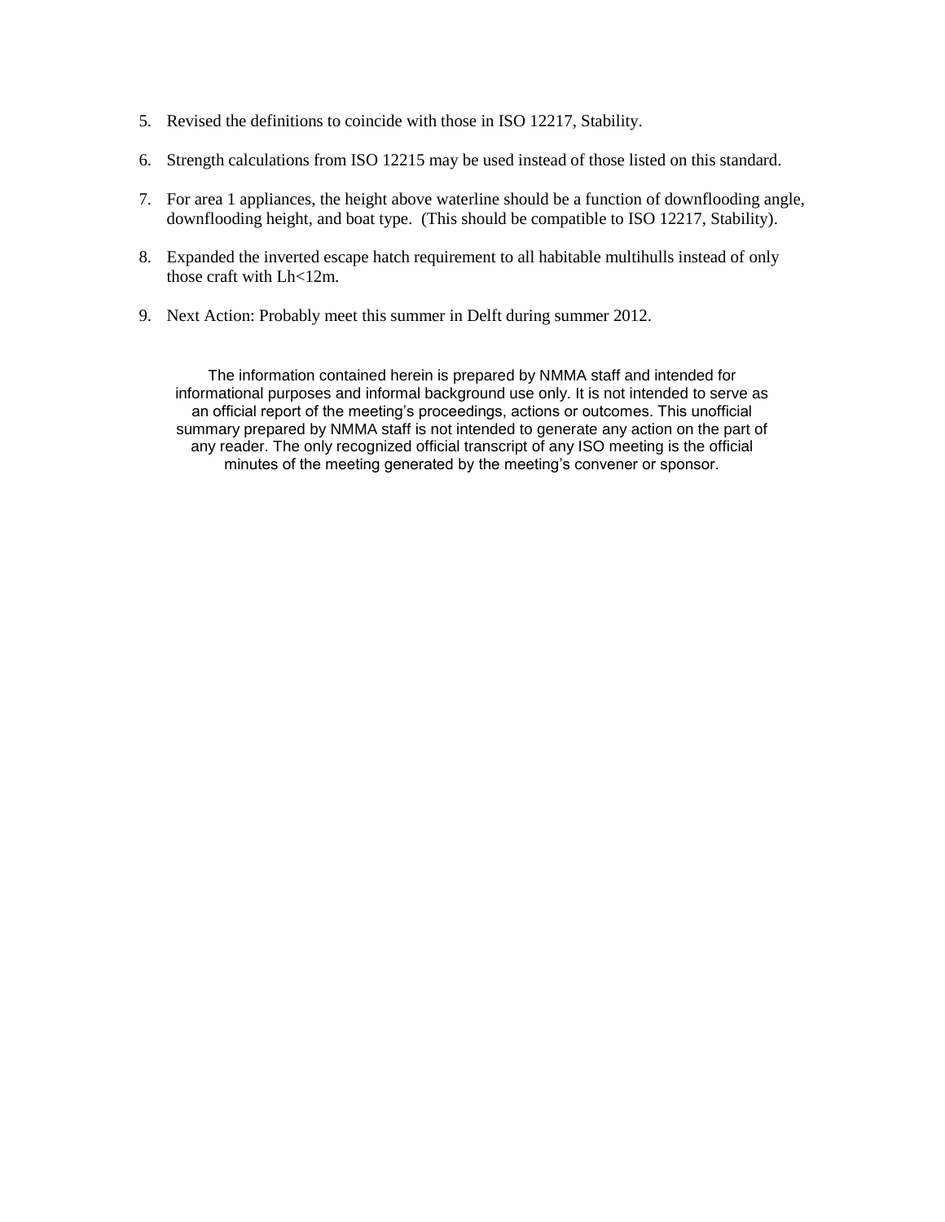5. Revised the definitions to coincide with those in ISO 12217, Stability.

6. Strength calculations from ISO 12215 may be used instead of those listed on this standard.

7. For area 1 appliances, the height above waterline should be a function of downflooding angle, downflooding height, and boat type. (This should be compatible to ISO 12217, Stability).

8. Expanded the inverted escape hatch requirement to all habitable multihulls instead of only those craft with $Lh<12m$.

9. Next Action: Probably meet this summer in Delft during summer 2012.

The information contained herein is prepared by NMMA staff and intended for informational purposes and informal background use only. It is not intended to serve as an official report of the meeting's proceedings, actions or outcomes. This unofficial summary prepared by NMMA staff is not intended to generate any action on the part of any reader. The only recognized official transcript of any ISO meeting is the official minutes of the meeting generated by the meeting's convener or sponsor.